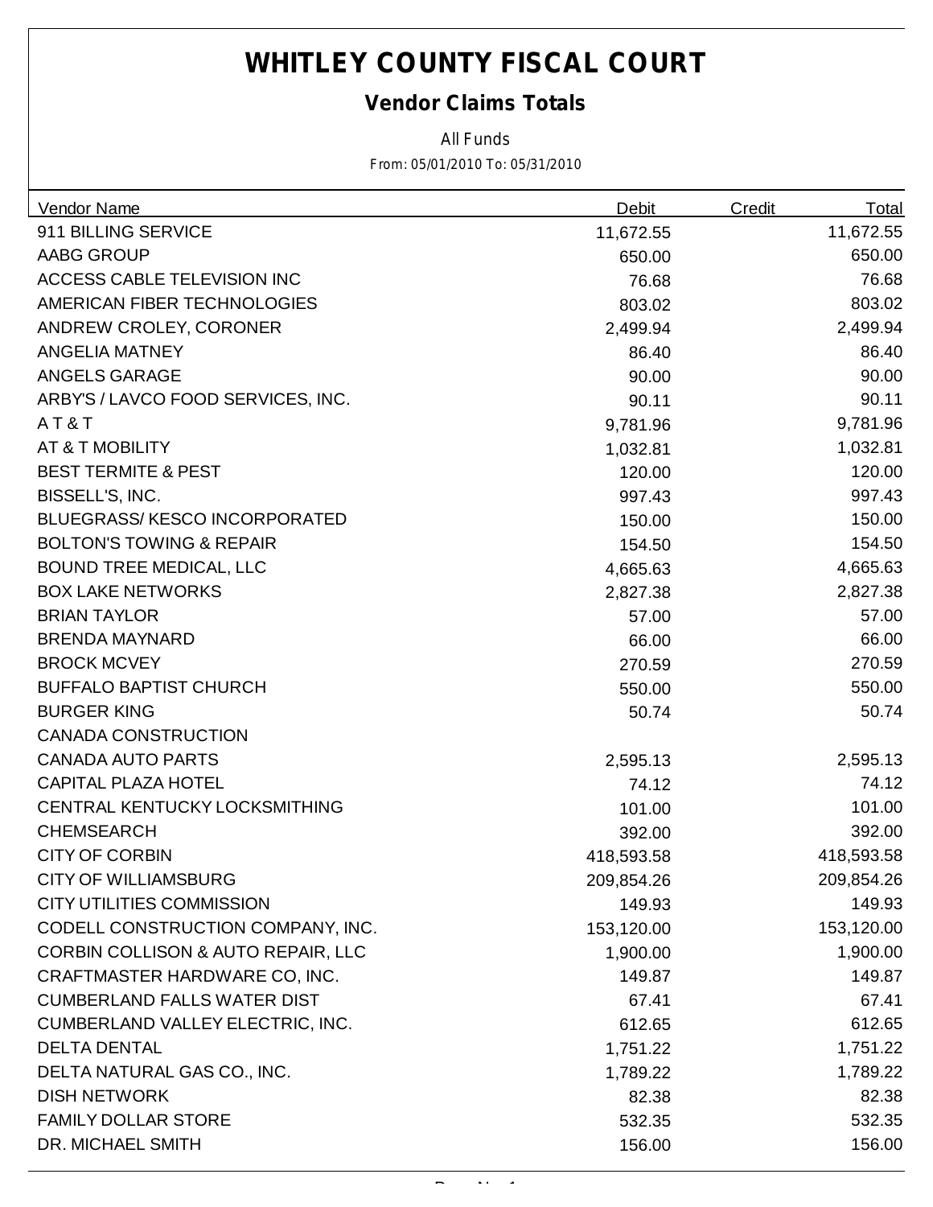# WHITLEY COUNTY FISCAL COURT

## Vendor Claims Totals

All Funds

From: 05/01/2010 To: 05/31/2010

| Vendor Name | Debit | Credit | Total |
|---|---|---|---|
| 911 BILLING SERVICE | 11,672.55 | | 11,672.55 |
| AABG GROUP | 650.00 | | 650.00 |
| ACCESS CABLE TELEVISION INC | 76.68 | | 76.68 |
| AMERICAN FIBER TECHNOLOGIES | 803.02 | | 803.02 |
| ANDREW CROLEY, CORONER | 2,499.94 | | 2,499.94 |
| ANGELIA MATNEY | 86.40 | | 86.40 |
| ANGELS GARAGE | 90.00 | | 90.00 |
| ARBY'S / LAVCO FOOD SERVICES, INC. | 90.11 | | 90.11 |
| A T & T | 9,781.96 | | 9,781.96 |
| AT & T MOBILITY | 1,032.81 | | 1,032.81 |
| BEST TERMITE & PEST | 120.00 | | 120.00 |
| BISSELL'S, INC. | 997.43 | | 997.43 |
| BLUEGRASS/ KESCO INCORPORATED | 150.00 | | 150.00 |
| BOLTON'S TOWING & REPAIR | 154.50 | | 154.50 |
| BOUND TREE MEDICAL, LLC | 4,665.63 | | 4,665.63 |
| BOX LAKE NETWORKS | 2,827.38 | | 2,827.38 |
| BRIAN TAYLOR | 57.00 | | 57.00 |
| BRENDA MAYNARD | 66.00 | | 66.00 |
| BROCK MCVEY | 270.59 | | 270.59 |
| BUFFALO BAPTIST CHURCH | 550.00 | | 550.00 |
| BURGER KING | 50.74 | | 50.74 |
| CANADA CONSTRUCTION | | | |
| CANADA AUTO PARTS | 2,595.13 | | 2,595.13 |
| CAPITAL PLAZA HOTEL | 74.12 | | 74.12 |
| CENTRAL KENTUCKY LOCKSMITHING | 101.00 | | 101.00 |
| CHEMSEARCH | 392.00 | | 392.00 |
| CITY OF CORBIN | 418,593.58 | | 418,593.58 |
| CITY OF WILLIAMSBURG | 209,854.26 | | 209,854.26 |
| CITY UTILITIES COMMISSION | 149.93 | | 149.93 |
| CODELL CONSTRUCTION COMPANY, INC. | 153,120.00 | | 153,120.00 |
| CORBIN COLLISON & AUTO REPAIR, LLC | 1,900.00 | | 1,900.00 |
| CRAFTMASTER HARDWARE CO, INC. | 149.87 | | 149.87 |
| CUMBERLAND FALLS WATER DIST | 67.41 | | 67.41 |
| CUMBERLAND VALLEY ELECTRIC, INC. | 612.65 | | 612.65 |
| DELTA DENTAL | 1,751.22 | | 1,751.22 |
| DELTA NATURAL GAS CO., INC. | 1,789.22 | | 1,789.22 |
| DISH NETWORK | 82.38 | | 82.38 |
| FAMILY DOLLAR STORE | 532.35 | | 532.35 |
| DR. MICHAEL SMITH | 156.00 | | 156.00 |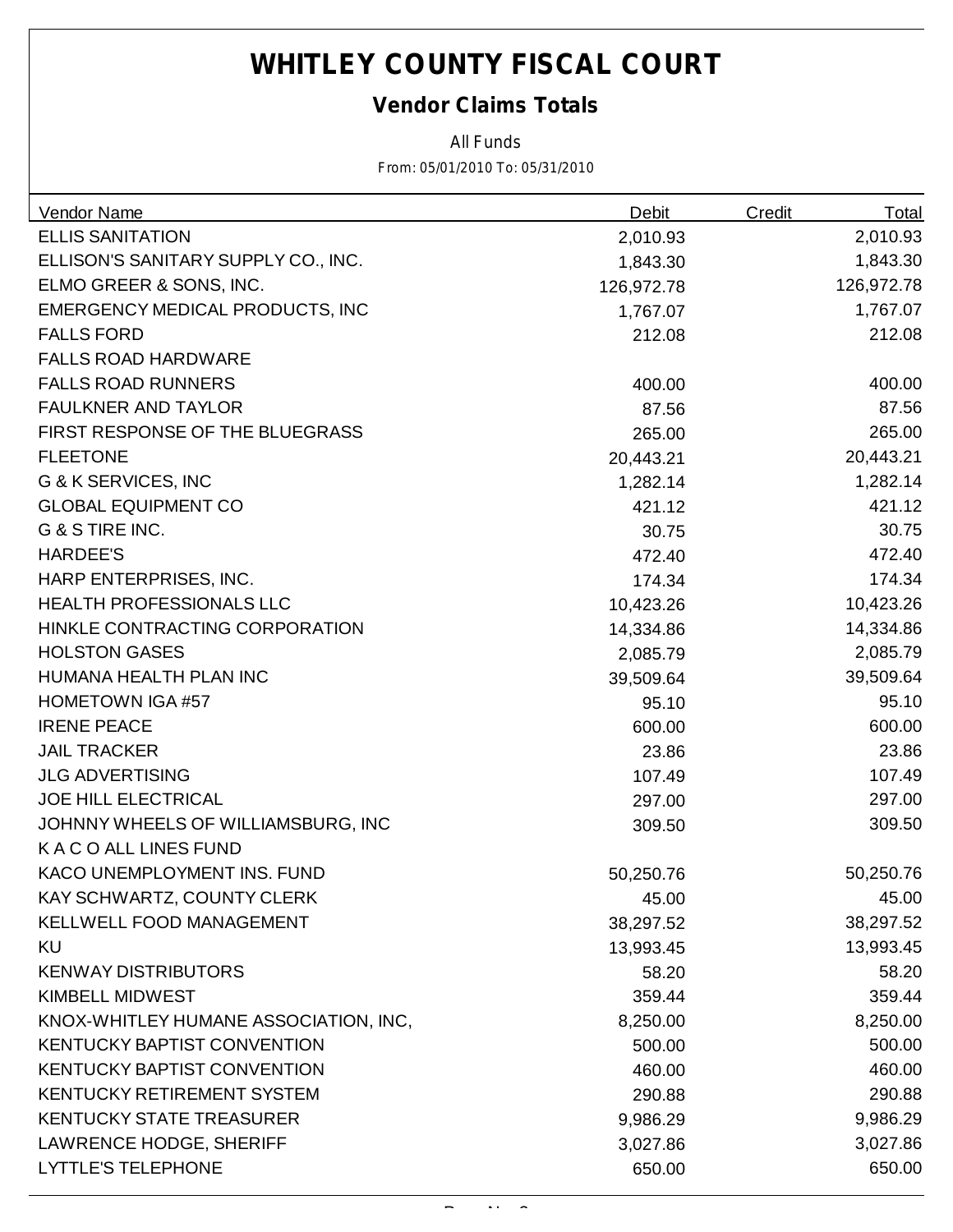# WHITLEY COUNTY FISCAL COURT

## Vendor Claims Totals

All Funds

From: 05/01/2010 To: 05/31/2010

| Vendor Name | Debit | Credit | Total |
|---|---|---|---|
| ELLIS SANITATION | 2,010.93 | | 2,010.93 |
| ELLISON'S SANITARY SUPPLY CO., INC. | 1,843.30 | | 1,843.30 |
| ELMO GREER & SONS, INC. | 126,972.78 | | 126,972.78 |
| EMERGENCY MEDICAL PRODUCTS, INC | 1,767.07 | | 1,767.07 |
| FALLS FORD | 212.08 | | 212.08 |
| FALLS ROAD HARDWARE | | | |
| FALLS ROAD RUNNERS | 400.00 | | 400.00 |
| FAULKNER AND TAYLOR | 87.56 | | 87.56 |
| FIRST RESPONSE OF THE BLUEGRASS | 265.00 | | 265.00 |
| FLEETONE | 20,443.21 | | 20,443.21 |
| G & K SERVICES, INC | 1,282.14 | | 1,282.14 |
| GLOBAL EQUIPMENT CO | 421.12 | | 421.12 |
| G & S TIRE INC. | 30.75 | | 30.75 |
| HARDEE'S | 472.40 | | 472.40 |
| HARP ENTERPRISES, INC. | 174.34 | | 174.34 |
| HEALTH PROFESSIONALS LLC | 10,423.26 | | 10,423.26 |
| HINKLE CONTRACTING CORPORATION | 14,334.86 | | 14,334.86 |
| HOLSTON GASES | 2,085.79 | | 2,085.79 |
| HUMANA HEALTH PLAN INC | 39,509.64 | | 39,509.64 |
| HOMETOWN IGA #57 | 95.10 | | 95.10 |
| IRENE PEACE | 600.00 | | 600.00 |
| JAIL TRACKER | 23.86 | | 23.86 |
| JLG ADVERTISING | 107.49 | | 107.49 |
| JOE HILL ELECTRICAL | 297.00 | | 297.00 |
| JOHNNY WHEELS OF WILLIAMSBURG, INC | 309.50 | | 309.50 |
| K A C O ALL LINES FUND | | | |
| KACO UNEMPLOYMENT INS. FUND | 50,250.76 | | 50,250.76 |
| KAY SCHWARTZ, COUNTY CLERK | 45.00 | | 45.00 |
| KELLWELL FOOD MANAGEMENT | 38,297.52 | | 38,297.52 |
| KU | 13,993.45 | | 13,993.45 |
| KENWAY DISTRIBUTORS | 58.20 | | 58.20 |
| KIMBELL MIDWEST | 359.44 | | 359.44 |
| KNOX-WHITLEY HUMANE ASSOCIATION, INC, | 8,250.00 | | 8,250.00 |
| KENTUCKY BAPTIST CONVENTION | 500.00 | | 500.00 |
| KENTUCKY BAPTIST CONVENTION | 460.00 | | 460.00 |
| KENTUCKY RETIREMENT SYSTEM | 290.88 | | 290.88 |
| KENTUCKY STATE TREASURER | 9,986.29 | | 9,986.29 |
| LAWRENCE HODGE, SHERIFF | 3,027.86 | | 3,027.86 |
| LYTTLE'S TELEPHONE | 650.00 | | 650.00 |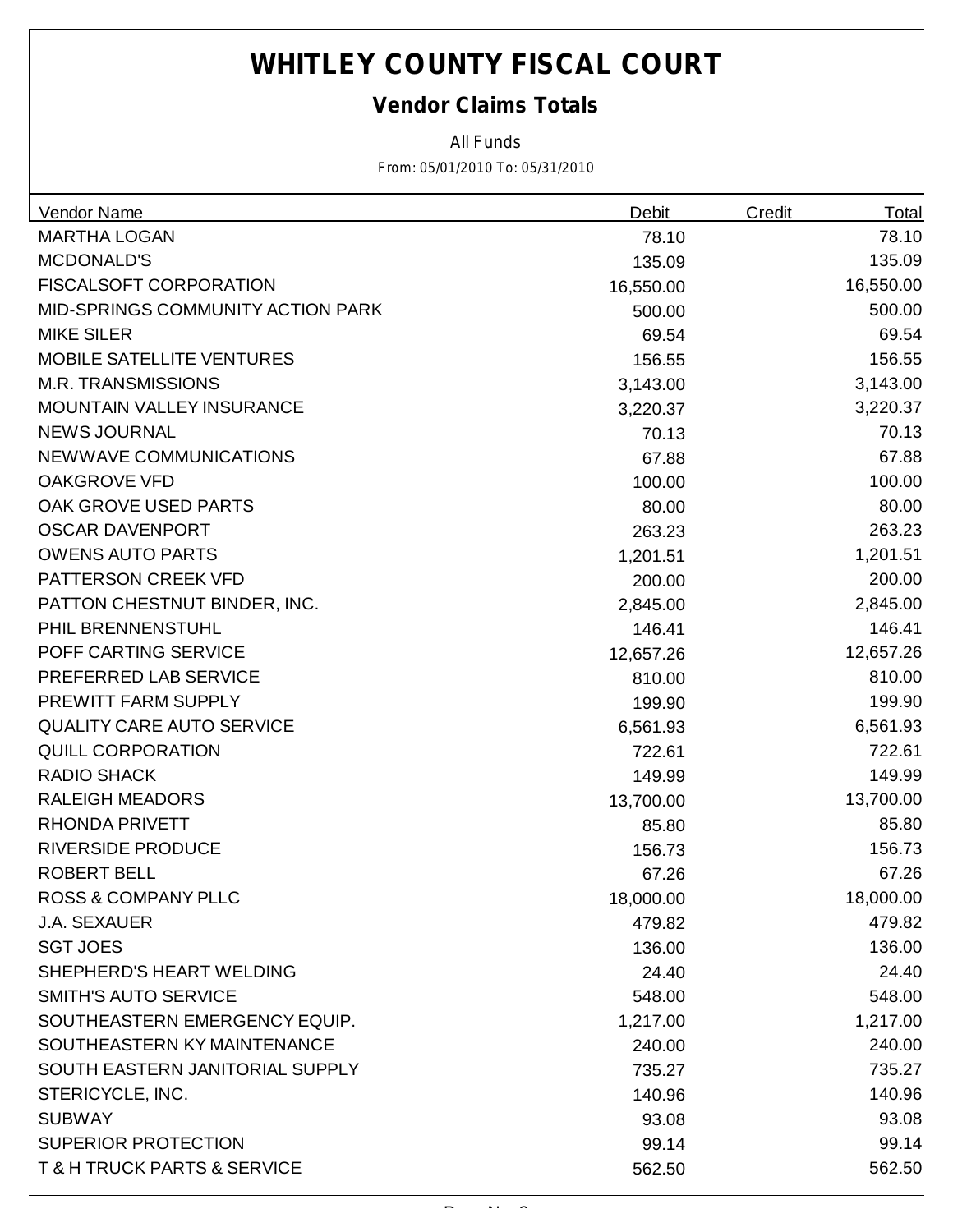# WHITLEY COUNTY FISCAL COURT

## Vendor Claims Totals

All Funds

From: 05/01/2010 To: 05/31/2010

| Vendor Name | Debit | Credit | Total |
|---|---|---|---|
| MARTHA LOGAN | 78.10 | | 78.10 |
| MCDONALD'S | 135.09 | | 135.09 |
| FISCALSOFT CORPORATION | 16,550.00 | | 16,550.00 |
| MID-SPRINGS COMMUNITY ACTION PARK | 500.00 | | 500.00 |
| MIKE SILER | 69.54 | | 69.54 |
| MOBILE SATELLITE VENTURES | 156.55 | | 156.55 |
| M.R. TRANSMISSIONS | 3,143.00 | | 3,143.00 |
| MOUNTAIN VALLEY INSURANCE | 3,220.37 | | 3,220.37 |
| NEWS JOURNAL | 70.13 | | 70.13 |
| NEWWAVE COMMUNICATIONS | 67.88 | | 67.88 |
| OAKGROVE VFD | 100.00 | | 100.00 |
| OAK GROVE USED PARTS | 80.00 | | 80.00 |
| OSCAR DAVENPORT | 263.23 | | 263.23 |
| OWENS AUTO PARTS | 1,201.51 | | 1,201.51 |
| PATTERSON CREEK VFD | 200.00 | | 200.00 |
| PATTON CHESTNUT BINDER, INC. | 2,845.00 | | 2,845.00 |
| PHIL BRENNENSTUHL | 146.41 | | 146.41 |
| POFF CARTING SERVICE | 12,657.26 | | 12,657.26 |
| PREFERRED LAB SERVICE | 810.00 | | 810.00 |
| PREWITT FARM SUPPLY | 199.90 | | 199.90 |
| QUALITY CARE AUTO SERVICE | 6,561.93 | | 6,561.93 |
| QUILL CORPORATION | 722.61 | | 722.61 |
| RADIO SHACK | 149.99 | | 149.99 |
| RALEIGH MEADORS | 13,700.00 | | 13,700.00 |
| RHONDA PRIVETT | 85.80 | | 85.80 |
| RIVERSIDE PRODUCE | 156.73 | | 156.73 |
| ROBERT BELL | 67.26 | | 67.26 |
| ROSS & COMPANY PLLC | 18,000.00 | | 18,000.00 |
| J.A. SEXAUER | 479.82 | | 479.82 |
| SGT JOES | 136.00 | | 136.00 |
| SHEPHERD'S HEART WELDING | 24.40 | | 24.40 |
| SMITH'S AUTO SERVICE | 548.00 | | 548.00 |
| SOUTHEASTERN EMERGENCY EQUIP. | 1,217.00 | | 1,217.00 |
| SOUTHEASTERN KY MAINTENANCE | 240.00 | | 240.00 |
| SOUTH EASTERN JANITORIAL SUPPLY | 735.27 | | 735.27 |
| STERICYCLE, INC. | 140.96 | | 140.96 |
| SUBWAY | 93.08 | | 93.08 |
| SUPERIOR PROTECTION | 99.14 | | 99.14 |
| T & H TRUCK PARTS & SERVICE | 562.50 | | 562.50 |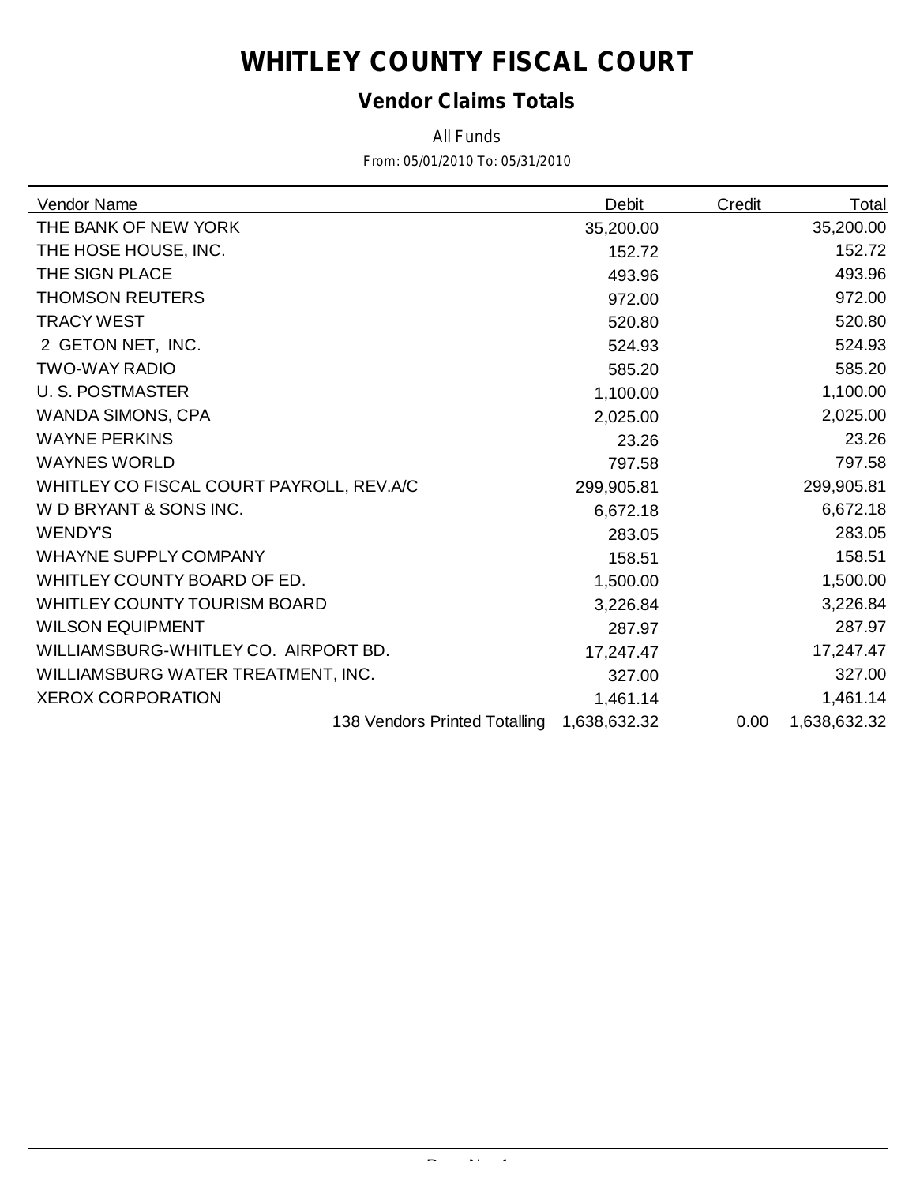# WHITLEY COUNTY FISCAL COURT

## Vendor Claims Totals

All Funds

From: 05/01/2010 To: 05/31/2010

| Vendor Name | Debit | Credit | Total |
|---|---|---|---|
| THE BANK OF NEW YORK | 35,200.00 | | 35,200.00 |
| THE HOSE HOUSE, INC. | 152.72 | | 152.72 |
| THE SIGN PLACE | 493.96 | | 493.96 |
| THOMSON REUTERS | 972.00 | | 972.00 |
| TRACY WEST | 520.80 | | 520.80 |
| 2 GETON NET, INC. | 524.93 | | 524.93 |
| TWO-WAY RADIO | 585.20 | | 585.20 |
| U. S. POSTMASTER | 1,100.00 | | 1,100.00 |
| WANDA SIMONS, CPA | 2,025.00 | | 2,025.00 |
| WAYNE PERKINS | 23.26 | | 23.26 |
| WAYNES WORLD | 797.58 | | 797.58 |
| WHITLEY CO FISCAL COURT PAYROLL, REV.A/C | 299,905.81 | | 299,905.81 |
| W D BRYANT & SONS INC. | 6,672.18 | | 6,672.18 |
| WENDY'S | 283.05 | | 283.05 |
| WHAYNE SUPPLY COMPANY | 158.51 | | 158.51 |
| WHITLEY COUNTY BOARD OF ED. | 1,500.00 | | 1,500.00 |
| WHITLEY COUNTY TOURISM BOARD | 3,226.84 | | 3,226.84 |
| WILSON EQUIPMENT | 287.97 | | 287.97 |
| WILLIAMSBURG-WHITLEY CO. AIRPORT BD. | 17,247.47 | | 17,247.47 |
| WILLIAMSBURG WATER TREATMENT, INC. | 327.00 | | 327.00 |
| XEROX CORPORATION | 1,461.14 | | 1,461.14 |
| 138 Vendors Printed Totalling | 1,638,632.32 | 0.00 | 1,638,632.32 |